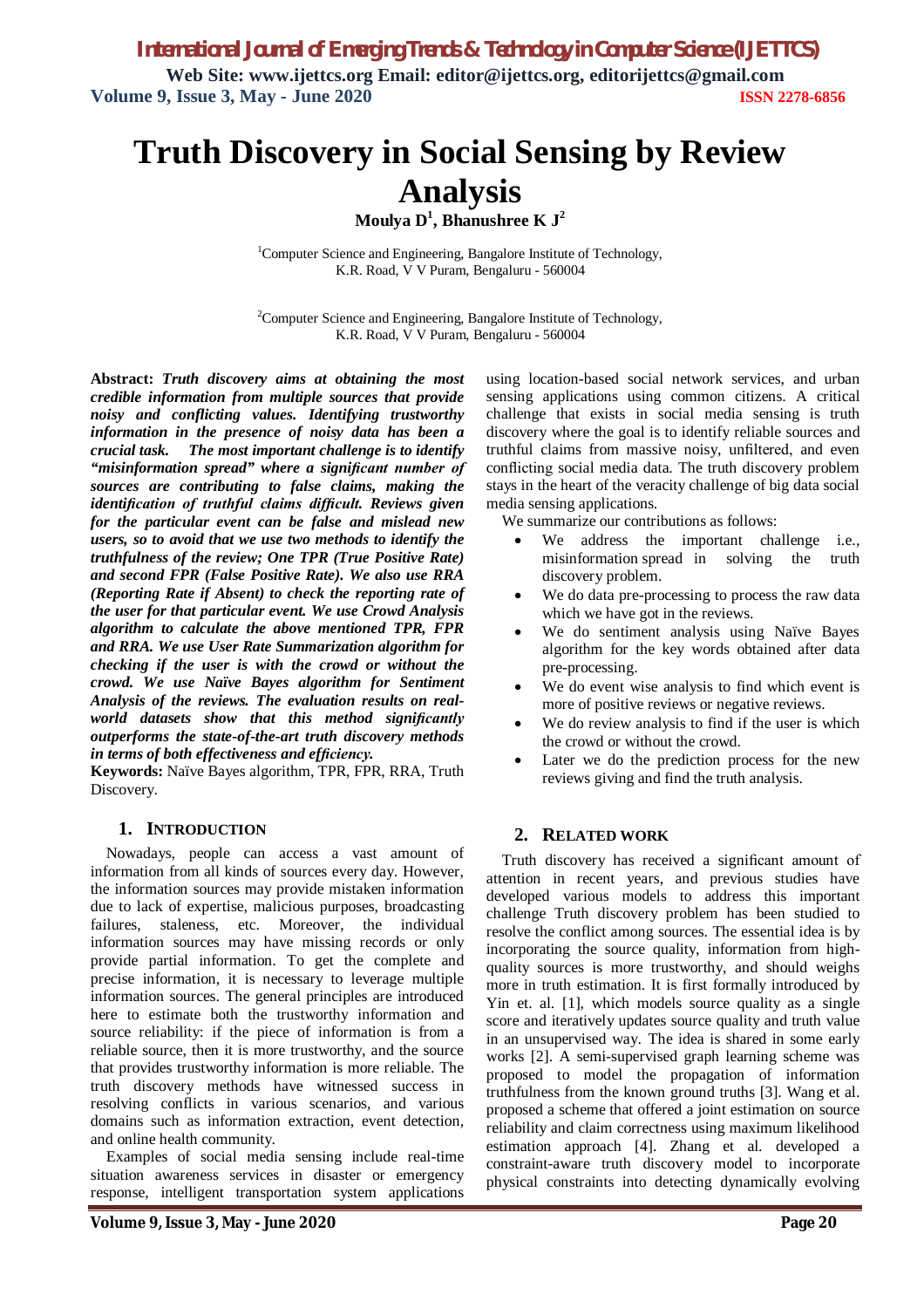# Truth Discovery in Social Sensing by Review Analysis

**Moulya D[1], Bhanushree K J[2]**

[1]Computer Science and Engineering, Bangalore Institute of Technology,
K.R. Road, V V Puram, Bengaluru - 560004

[2]Computer Science and Engineering, Bangalore Institute of Technology,
K.R. Road, V V Puram, Bengaluru - 560004

**Abstract:** ***Truth discovery aims at obtaining the most credible information from multiple sources that provide noisy and conflicting values. Identifying trustworthy information in the presence of noisy data has been a crucial task. The most important challenge is to identify "misinformation spread" where a significant number of sources are contributing to false claims, making the identification of truthful claims difficult. Reviews given for the particular event can be false and mislead new users, so to avoid that we use two methods to identify the truthfulness of the review; One TPR (True Positive Rate) and second FPR (False Positive Rate). We also use RRA (Reporting Rate if Absent) to check the reporting rate of the user for that particular event. We use Crowd Analysis algorithm to calculate the above mentioned TPR, FPR and RRA. We use User Rate Summarization algorithm for checking if the user is with the crowd or without the crowd. We use Naïve Bayes algorithm for Sentiment Analysis of the reviews. The evaluation results on real-world datasets show that this method significantly outperforms the state-of-the-art truth discovery methods in terms of both effectiveness and efficiency.***

**Keywords:** Naïve Bayes algorithm, TPR, FPR, RRA, Truth Discovery.

## 1. INTRODUCTION

Nowadays, people can access a vast amount of information from all kinds of sources every day. However, the information sources may provide mistaken information due to lack of expertise, malicious purposes, broadcasting failures, staleness, etc. Moreover, the individual information sources may have missing records or only provide partial information. To get the complete and precise information, it is necessary to leverage multiple information sources. The general principles are introduced here to estimate both the trustworthy information and source reliability: if the piece of information is from a reliable source, then it is more trustworthy, and the source that provides trustworthy information is more reliable. The truth discovery methods have witnessed success in resolving conflicts in various scenarios, and various domains such as information extraction, event detection, and online health community.

Examples of social media sensing include real-time situation awareness services in disaster or emergency response, intelligent transportation system applications using location-based social network services, and urban sensing applications using common citizens. A critical challenge that exists in social media sensing is truth discovery where the goal is to identify reliable sources and truthful claims from massive noisy, unfiltered, and even conflicting social media data. The truth discovery problem stays in the heart of the veracity challenge of big data social media sensing applications.

We summarize our contributions as follows:

- We address the important challenge i.e., misinformation spread in solving the truth discovery problem.
- We do data pre-processing to process the raw data which we have got in the reviews.
- We do sentiment analysis using Naïve Bayes algorithm for the key words obtained after data pre-processing.
- We do event wise analysis to find which event is more of positive reviews or negative reviews.
- We do review analysis to find if the user is which the crowd or without the crowd.
- Later we do the prediction process for the new reviews giving and find the truth analysis.

## 2. RELATED WORK

Truth discovery has received a significant amount of attention in recent years, and previous studies have developed various models to address this important challenge Truth discovery problem has been studied to resolve the conflict among sources. The essential idea is by incorporating the source quality, information from high-quality sources is more trustworthy, and should weighs more in truth estimation. It is first formally introduced by Yin et. al. [1], which models source quality as a single score and iteratively updates source quality and truth value in an unsupervised way. The idea is shared in some early works [2]. A semi-supervised graph learning scheme was proposed to model the propagation of information truthfulness from the known ground truths [3]. Wang et al. proposed a scheme that offered a joint estimation on source reliability and claim correctness using maximum likelihood estimation approach [4]. Zhang et al. developed a constraint-aware truth discovery model to incorporate physical constraints into detecting dynamically evolving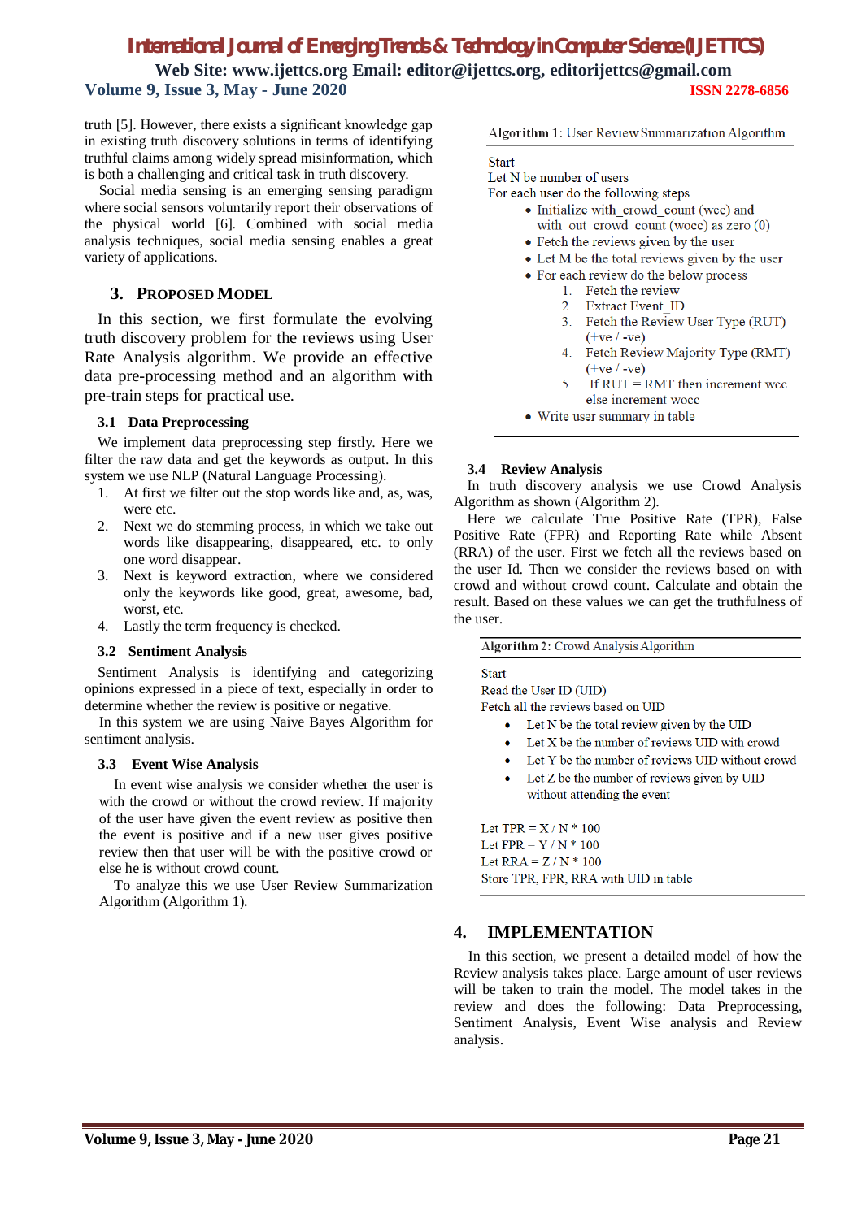truth [5]. However, there exists a significant knowledge gap in existing truth discovery solutions in terms of identifying truthful claims among widely spread misinformation, which is both a challenging and critical task in truth discovery.

Social media sensing is an emerging sensing paradigm where social sensors voluntarily report their observations of the physical world [6]. Combined with social media analysis techniques, social media sensing enables a great variety of applications.

## 3. PROPOSED MODEL

In this section, we first formulate the evolving truth discovery problem for the reviews using User Rate Analysis algorithm. We provide an effective data pre-processing method and an algorithm with pre-train steps for practical use.

### 3.1 Data Preprocessing

We implement data preprocessing step firstly. Here we filter the raw data and get the keywords as output. In this system we use NLP (Natural Language Processing).

1. At first we filter out the stop words like and, as, was, were etc.
2. Next we do stemming process, in which we take out words like disappearing, disappeared, etc. to only one word disappear.
3. Next is keyword extraction, where we considered only the keywords like good, great, awesome, bad, worst, etc.
4. Lastly the term frequency is checked.

### 3.2 Sentiment Analysis

Sentiment Analysis is identifying and categorizing opinions expressed in a piece of text, especially in order to determine whether the review is positive or negative.

In this system we are using Naive Bayes Algorithm for sentiment analysis.

### 3.3 Event Wise Analysis

In event wise analysis we consider whether the user is with the crowd or without the crowd review. If majority of the user have given the event review as positive then the event is positive and if a new user gives positive review then that user will be with the positive crowd or else he is without crowd count.

To analyze this we use User Review Summarization Algorithm (Algorithm 1).

---

**Algorithm 1**: User Review Summarization Algorithm

Start

Let N be number of users

For each user do the following steps

- Initialize with_crowd_count (wcc) and with_out_crowd_count (wocc) as zero (0)
- Fetch the reviews given by the user
- Let M be the total reviews given by the user
- For each review do the below process
  1. Fetch the review
  2. Extract Event_ID
  3. Fetch the Review User Type (RUT) (+ve / -ve)
  4. Fetch Review Majority Type (RMT) (+ve / -ve)
  5. If RUT = RMT then increment wcc else increment wocc
- Write user summary in table

---

### 3.4 Review Analysis

In truth discovery analysis we use Crowd Analysis Algorithm as shown (Algorithm 2).

Here we calculate True Positive Rate (TPR), False Positive Rate (FPR) and Reporting Rate while Absent (RRA) of the user. First we fetch all the reviews based on the user Id. Then we consider the reviews based on with crowd and without crowd count. Calculate and obtain the result. Based on these values we can get the truthfulness of the user.

---

**Algorithm 2**: Crowd Analysis Algorithm

Start

Read the User ID (UID)

Fetch all the reviews based on UID

- Let N be the total review given by the UID
- Let X be the number of reviews UID with crowd
- Let Y be the number of reviews UID without crowd
- Let Z be the number of reviews given by UID without attending the event

Let TPR = X / N * 100

Let FPR = Y / N * 100

Let RRA = Z / N * 100

Store TPR, FPR, RRA with UID in table

---

## 4. IMPLEMENTATION

In this section, we present a detailed model of how the Review analysis takes place. Large amount of user reviews will be taken to train the model. The model takes in the review and does the following: Data Preprocessing, Sentiment Analysis, Event Wise analysis and Review analysis.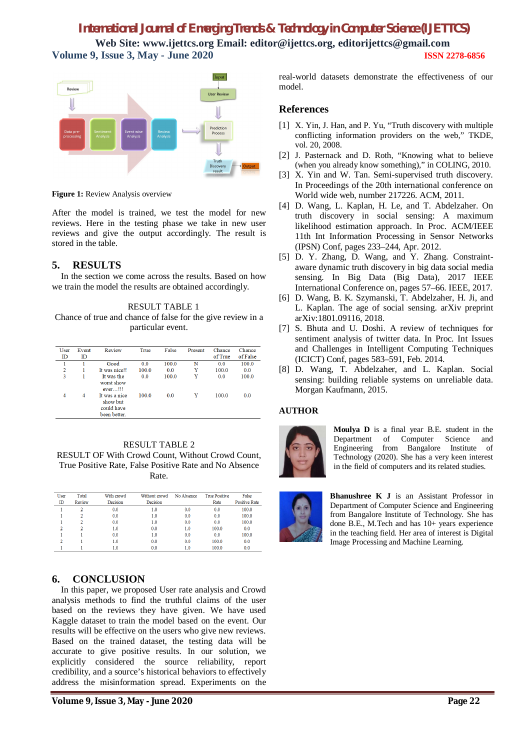Figure 1: Review Analysis overview

After the model is trained, we test the model for new reviews. Here in the testing phase we take in new user reviews and give the output accordingly. The result is stored in the table.

## 5. RESULTS

In the section we come across the results. Based on how we train the model the results are obtained accordingly.

RESULT TABLE 1
Chance of true and chance of false for the give review in a particular event.

| User ID | Event ID | Review | True | False | Present | Chance of True | Chance of False |
|---|---|---|---|---|---|---|---|
| 1 | 1 | Good | 0.0 | 100.0 | N | 0.0 | 100.0 |
| 2 | 1 | It was nice!! | 100.0 | 0.0 | Y | 100.0 | 0.0 |
| 3 | 1 | It was the worst show ever…!!! | 0.0 | 100.0 | Y | 0.0 | 100.0 |
| 4 | 4 | It was a nice show but could have been better. | 100.0 | 0.0 | Y | 100.0 | 0.0 |

RESULT TABLE 2
RESULT OF With Crowd Count, Without Crowd Count, True Positive Rate, False Positive Rate and No Absence Rate.

| User ID | Total Review | With crowd Decision | Without crowd Decision | No Absence | True Positive Rate | False Positive Rate |
|---|---|---|---|---|---|---|
| 1 | 2 | 0.0 | 1.0 | 0.0 | 0.0 | 100.0 |
| 1 | 2 | 0.0 | 1.0 | 0.0 | 0.0 | 100.0 |
| 1 | 2 | 0.0 | 1.0 | 0.0 | 0.0 | 100.0 |
| 2 | 2 | 1.0 | 0.0 | 1.0 | 100.0 | 0.0 |
| 1 | 1 | 0.0 | 1.0 | 0.0 | 0.0 | 100.0 |
| 2 | 1 | 1.0 | 0.0 | 0.0 | 100.0 | 0.0 |
| 1 | 1 | 1.0 | 0.0 | 1.0 | 100.0 | 0.0 |

## 6. CONCLUSION

In this paper, we proposed User rate analysis and Crowd analysis methods to find the truthful claims of the user based on the reviews they have given. We have used Kaggle dataset to train the model based on the event. Our results will be effective on the users who give new reviews. Based on the trained dataset, the testing data will be accurate to give positive results. In our solution, we explicitly considered the source reliability, report credibility, and a source's historical behaviors to effectively address the misinformation spread. Experiments on the real-world datasets demonstrate the effectiveness of our model.

## References

[1] X. Yin, J. Han, and P. Yu, "Truth discovery with multiple conflicting information providers on the web," TKDE, vol. 20, 2008.

[2] J. Pasternack and D. Roth, "Knowing what to believe (when you already know something)," in COLING, 2010.

[3] X. Yin and W. Tan. Semi-supervised truth discovery. In Proceedings of the 20th international conference on World wide web, number 217226. ACM, 2011.

[4] D. Wang, L. Kaplan, H. Le, and T. Abdelzaher. On truth discovery in social sensing: A maximum likelihood estimation approach. In Proc. ACM/IEEE 11th Int Information Processing in Sensor Networks (IPSN) Conf, pages 233–244, Apr. 2012.

[5] D. Y. Zhang, D. Wang, and Y. Zhang. Constraint-aware dynamic truth discovery in big data social media sensing. In Big Data (Big Data), 2017 IEEE International Conference on, pages 57–66. IEEE, 2017.

[6] D. Wang, B. K. Szymanski, T. Abdelzaher, H. Ji, and L. Kaplan. The age of social sensing. arXiv preprint arXiv:1801.09116, 2018.

[7] S. Bhuta and U. Doshi. A review of techniques for sentiment analysis of twitter data. In Proc. Int Issues and Challenges in Intelligent Computing Techniques (ICICT) Conf, pages 583–591, Feb. 2014.

[8] D. Wang, T. Abdelzaher, and L. Kaplan. Social sensing: building reliable systems on unreliable data. Morgan Kaufmann, 2015.

## AUTHOR

**Moulya D** is a final year B.E. student in the Department of Computer Science and Engineering from Bangalore Institute of Technology (2020). She has a very keen interest in the field of computers and its related studies.

**Bhanushree K J** is an Assistant Professor in Department of Computer Science and Engineering from Bangalore Institute of Technology. She has done B.E., M.Tech and has 10+ years experience in the teaching field. Her area of interest is Digital Image Processing and Machine Learning.